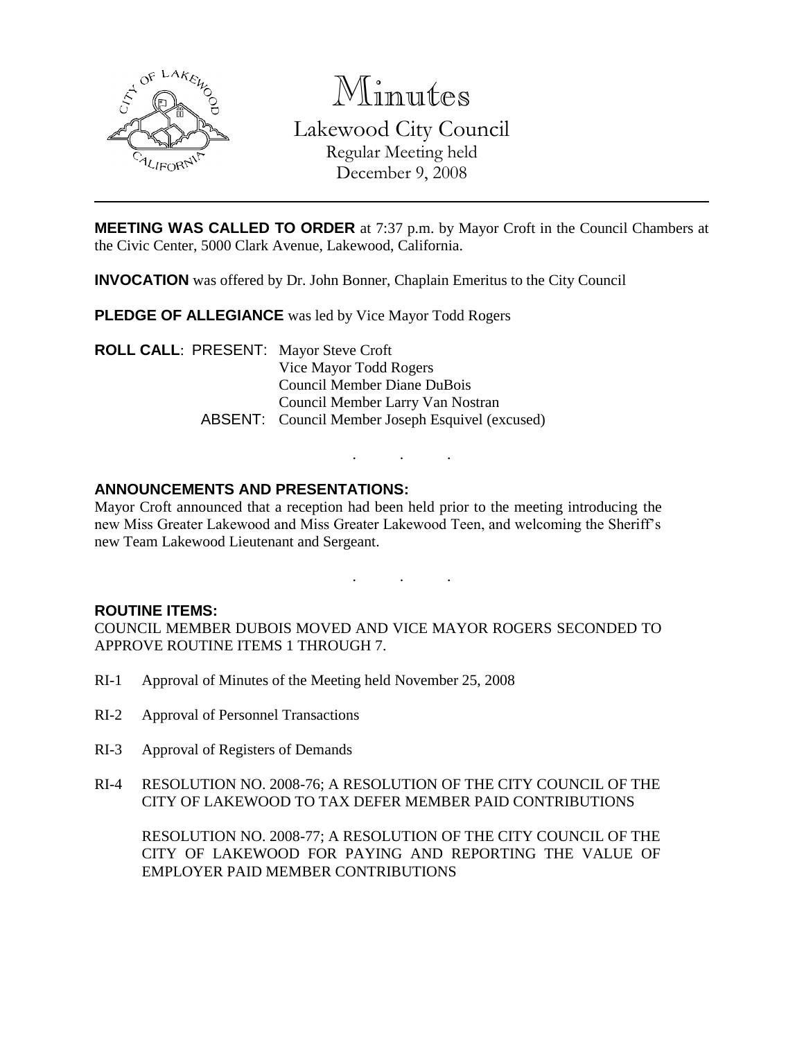# Minutes

Lakewood City Council
Regular Meeting held
December 9, 2008

---

**MEETING WAS CALLED TO ORDER** at 7:37 p.m. by Mayor Croft in the Council Chambers at the Civic Center, 5000 Clark Avenue, Lakewood, California.

**INVOCATION** was offered by Dr. John Bonner, Chaplain Emeritus to the City Council

**PLEDGE OF ALLEGIANCE** was led by Vice Mayor Todd Rogers

**ROLL CALL**: PRESENT: Mayor Steve Croft
Vice Mayor Todd Rogers
Council Member Diane DuBois
Council Member Larry Van Nostran
ABSENT: Council Member Joseph Esquivel (excused)

. . .

**ANNOUNCEMENTS AND PRESENTATIONS:**

Mayor Croft announced that a reception had been held prior to the meeting introducing the new Miss Greater Lakewood and Miss Greater Lakewood Teen, and welcoming the Sheriff's new Team Lakewood Lieutenant and Sergeant.

. . .

**ROUTINE ITEMS:**

COUNCIL MEMBER DUBOIS MOVED AND VICE MAYOR ROGERS SECONDED TO APPROVE ROUTINE ITEMS 1 THROUGH 7.

RI-1 Approval of Minutes of the Meeting held November 25, 2008

RI-2 Approval of Personnel Transactions

RI-3 Approval of Registers of Demands

RI-4 RESOLUTION NO. 2008-76; A RESOLUTION OF THE CITY COUNCIL OF THE CITY OF LAKEWOOD TO TAX DEFER MEMBER PAID CONTRIBUTIONS

RESOLUTION NO. 2008-77; A RESOLUTION OF THE CITY COUNCIL OF THE CITY OF LAKEWOOD FOR PAYING AND REPORTING THE VALUE OF EMPLOYER PAID MEMBER CONTRIBUTIONS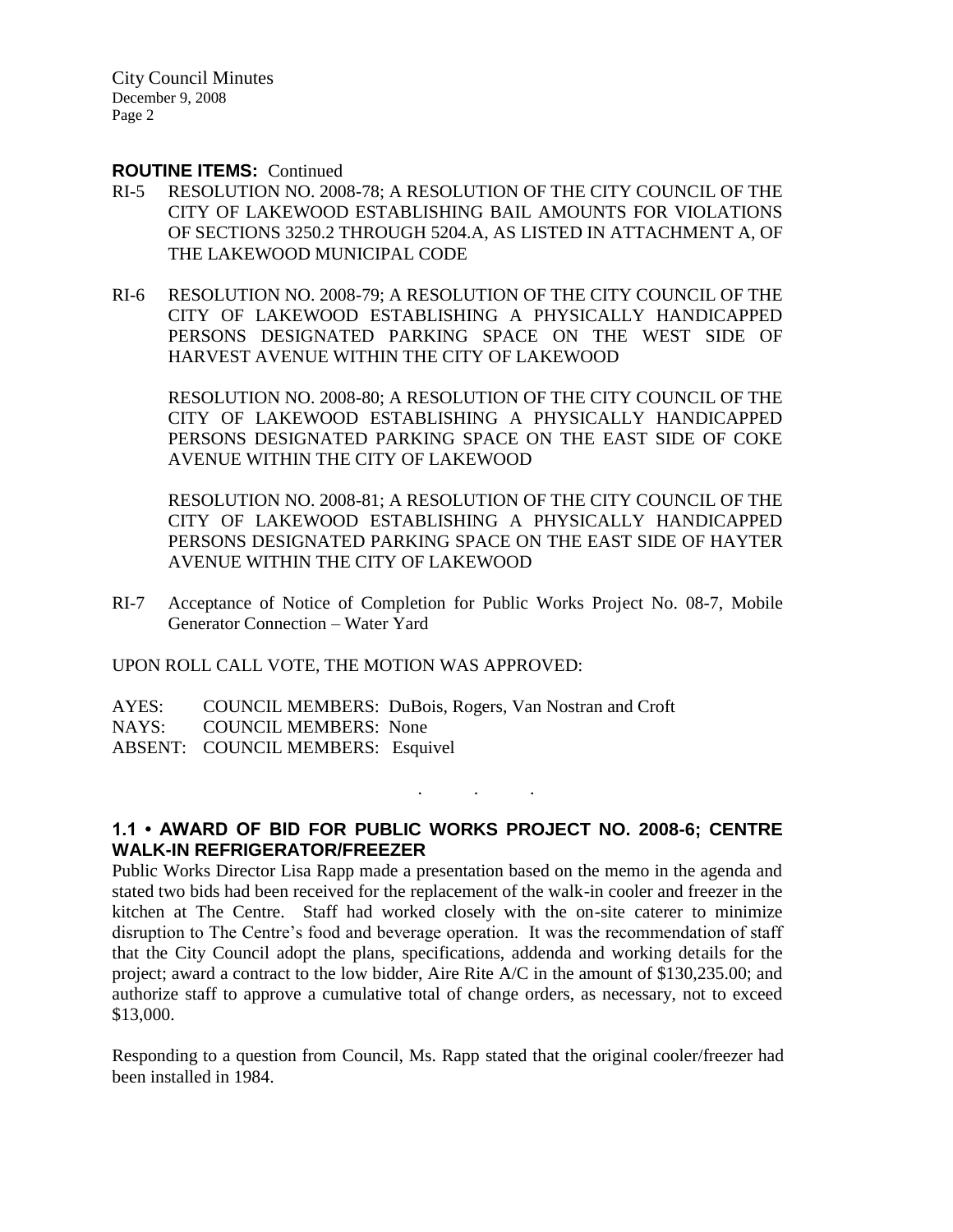**ROUTINE ITEMS:** Continued

RI-5 RESOLUTION NO. 2008-78; A RESOLUTION OF THE CITY COUNCIL OF THE CITY OF LAKEWOOD ESTABLISHING BAIL AMOUNTS FOR VIOLATIONS OF SECTIONS 3250.2 THROUGH 5204.A, AS LISTED IN ATTACHMENT A, OF THE LAKEWOOD MUNICIPAL CODE

RI-6 RESOLUTION NO. 2008-79; A RESOLUTION OF THE CITY COUNCIL OF THE CITY OF LAKEWOOD ESTABLISHING A PHYSICALLY HANDICAPPED PERSONS DESIGNATED PARKING SPACE ON THE WEST SIDE OF HARVEST AVENUE WITHIN THE CITY OF LAKEWOOD

RESOLUTION NO. 2008-80; A RESOLUTION OF THE CITY COUNCIL OF THE CITY OF LAKEWOOD ESTABLISHING A PHYSICALLY HANDICAPPED PERSONS DESIGNATED PARKING SPACE ON THE EAST SIDE OF COKE AVENUE WITHIN THE CITY OF LAKEWOOD

RESOLUTION NO. 2008-81; A RESOLUTION OF THE CITY COUNCIL OF THE CITY OF LAKEWOOD ESTABLISHING A PHYSICALLY HANDICAPPED PERSONS DESIGNATED PARKING SPACE ON THE EAST SIDE OF HAYTER AVENUE WITHIN THE CITY OF LAKEWOOD

RI-7 Acceptance of Notice of Completion for Public Works Project No. 08-7, Mobile Generator Connection – Water Yard

UPON ROLL CALL VOTE, THE MOTION WAS APPROVED:

AYES: COUNCIL MEMBERS: DuBois, Rogers, Van Nostran and Croft
NAYS: COUNCIL MEMBERS: None
ABSENT: COUNCIL MEMBERS: Esquivel

. . .

**1.1 • AWARD OF BID FOR PUBLIC WORKS PROJECT NO. 2008-6; CENTRE WALK-IN REFRIGERATOR/FREEZER**

Public Works Director Lisa Rapp made a presentation based on the memo in the agenda and stated two bids had been received for the replacement of the walk-in cooler and freezer in the kitchen at The Centre. Staff had worked closely with the on-site caterer to minimize disruption to The Centre's food and beverage operation. It was the recommendation of staff that the City Council adopt the plans, specifications, addenda and working details for the project; award a contract to the low bidder, Aire Rite A/C in the amount of $130,235.00; and authorize staff to approve a cumulative total of change orders, as necessary, not to exceed $13,000.

Responding to a question from Council, Ms. Rapp stated that the original cooler/freezer had been installed in 1984.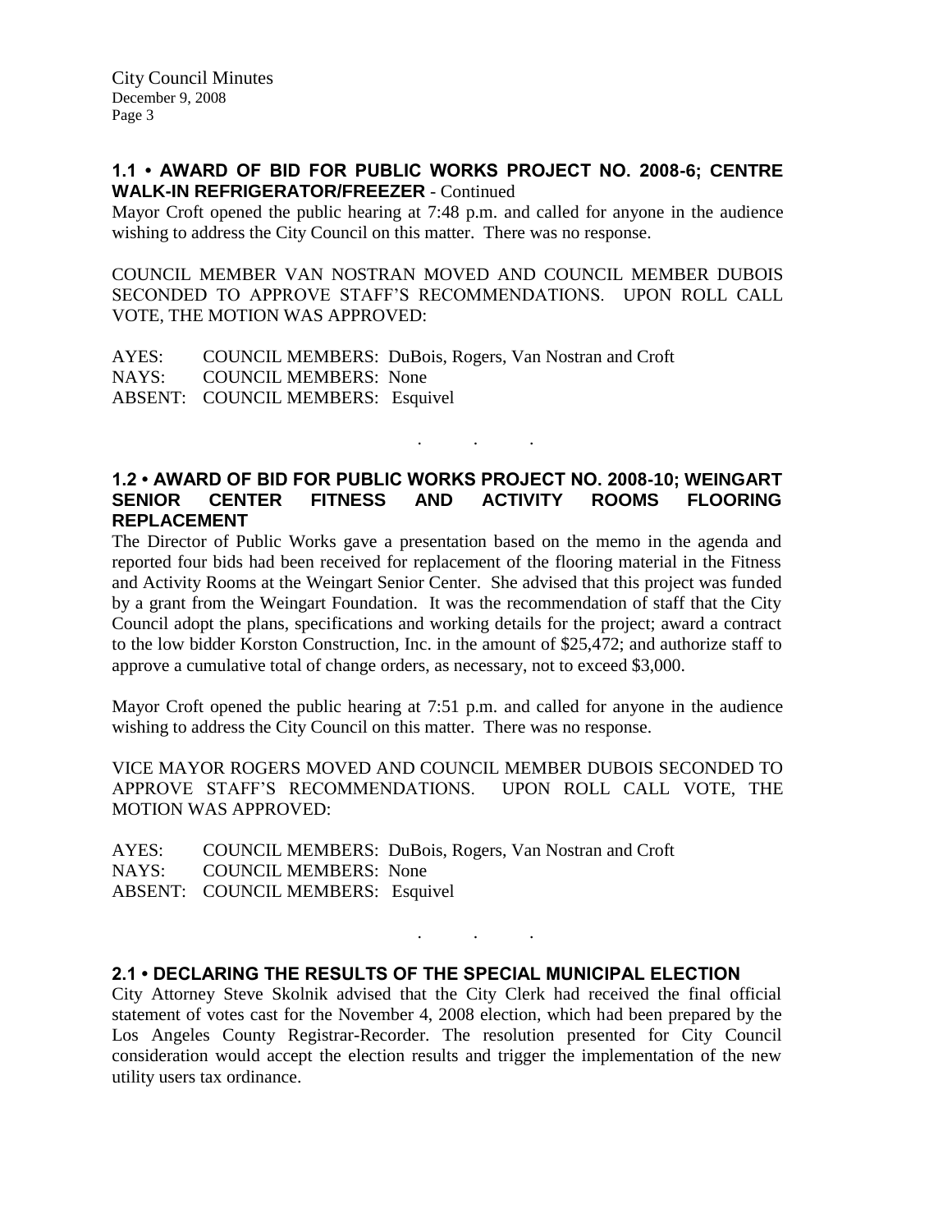## 1.1 • AWARD OF BID FOR PUBLIC WORKS PROJECT NO. 2008-6; CENTRE WALK-IN REFRIGERATOR/FREEZER - Continued

Mayor Croft opened the public hearing at 7:48 p.m. and called for anyone in the audience wishing to address the City Council on this matter. There was no response.

COUNCIL MEMBER VAN NOSTRAN MOVED AND COUNCIL MEMBER DUBOIS SECONDED TO APPROVE STAFF'S RECOMMENDATIONS. UPON ROLL CALL VOTE, THE MOTION WAS APPROVED:

AYES: COUNCIL MEMBERS: DuBois, Rogers, Van Nostran and Croft
NAYS: COUNCIL MEMBERS: None
ABSENT: COUNCIL MEMBERS: Esquivel

. . .

## 1.2 • AWARD OF BID FOR PUBLIC WORKS PROJECT NO. 2008-10; WEINGART SENIOR CENTER FITNESS AND ACTIVITY ROOMS FLOORING REPLACEMENT

The Director of Public Works gave a presentation based on the memo in the agenda and reported four bids had been received for replacement of the flooring material in the Fitness and Activity Rooms at the Weingart Senior Center. She advised that this project was funded by a grant from the Weingart Foundation. It was the recommendation of staff that the City Council adopt the plans, specifications and working details for the project; award a contract to the low bidder Korston Construction, Inc. in the amount of $25,472; and authorize staff to approve a cumulative total of change orders, as necessary, not to exceed $3,000.

Mayor Croft opened the public hearing at 7:51 p.m. and called for anyone in the audience wishing to address the City Council on this matter. There was no response.

VICE MAYOR ROGERS MOVED AND COUNCIL MEMBER DUBOIS SECONDED TO APPROVE STAFF'S RECOMMENDATIONS. UPON ROLL CALL VOTE, THE MOTION WAS APPROVED:

AYES: COUNCIL MEMBERS: DuBois, Rogers, Van Nostran and Croft
NAYS: COUNCIL MEMBERS: None
ABSENT: COUNCIL MEMBERS: Esquivel

. . .

## 2.1 • DECLARING THE RESULTS OF THE SPECIAL MUNICIPAL ELECTION

City Attorney Steve Skolnik advised that the City Clerk had received the final official statement of votes cast for the November 4, 2008 election, which had been prepared by the Los Angeles County Registrar-Recorder. The resolution presented for City Council consideration would accept the election results and trigger the implementation of the new utility users tax ordinance.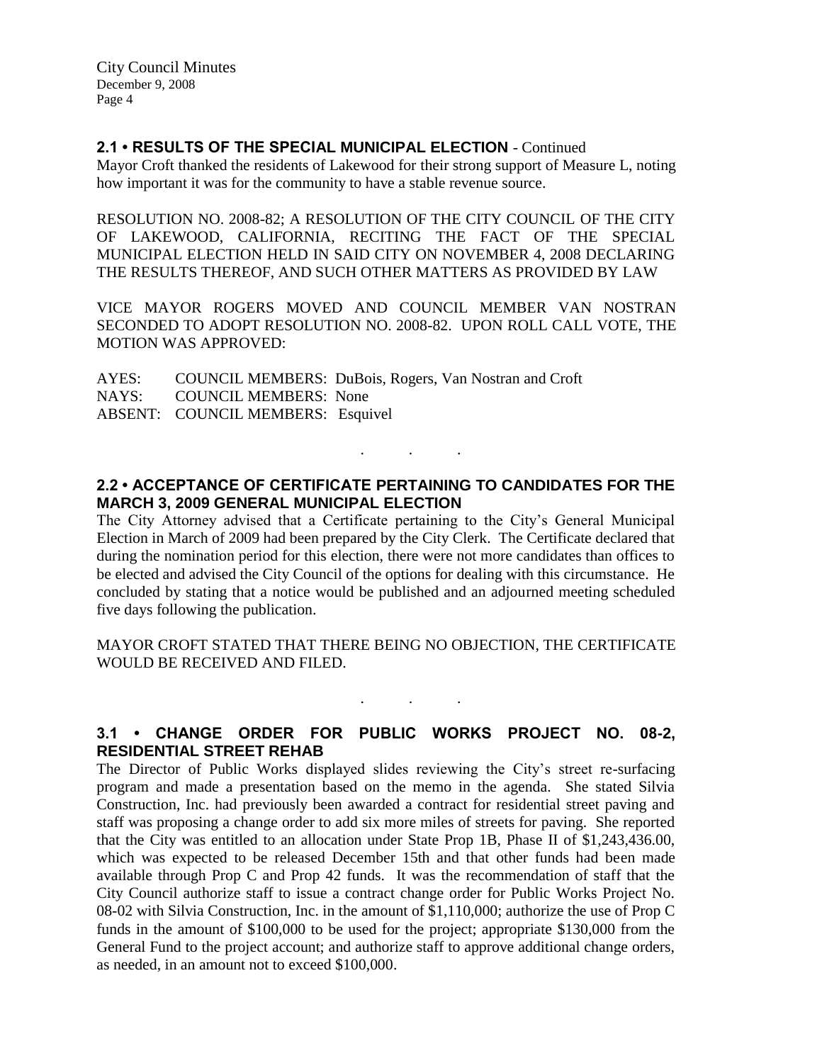## 2.1 • RESULTS OF THE SPECIAL MUNICIPAL ELECTION - Continued

Mayor Croft thanked the residents of Lakewood for their strong support of Measure L, noting how important it was for the community to have a stable revenue source.

RESOLUTION NO. 2008-82; A RESOLUTION OF THE CITY COUNCIL OF THE CITY OF LAKEWOOD, CALIFORNIA, RECITING THE FACT OF THE SPECIAL MUNICIPAL ELECTION HELD IN SAID CITY ON NOVEMBER 4, 2008 DECLARING THE RESULTS THEREOF, AND SUCH OTHER MATTERS AS PROVIDED BY LAW

VICE MAYOR ROGERS MOVED AND COUNCIL MEMBER VAN NOSTRAN SECONDED TO ADOPT RESOLUTION NO. 2008-82. UPON ROLL CALL VOTE, THE MOTION WAS APPROVED:

AYES: COUNCIL MEMBERS: DuBois, Rogers, Van Nostran and Croft
NAYS: COUNCIL MEMBERS: None
ABSENT: COUNCIL MEMBERS: Esquivel

. . .

## 2.2 • ACCEPTANCE OF CERTIFICATE PERTAINING TO CANDIDATES FOR THE MARCH 3, 2009 GENERAL MUNICIPAL ELECTION

The City Attorney advised that a Certificate pertaining to the City's General Municipal Election in March of 2009 had been prepared by the City Clerk. The Certificate declared that during the nomination period for this election, there were not more candidates than offices to be elected and advised the City Council of the options for dealing with this circumstance. He concluded by stating that a notice would be published and an adjourned meeting scheduled five days following the publication.

MAYOR CROFT STATED THAT THERE BEING NO OBJECTION, THE CERTIFICATE WOULD BE RECEIVED AND FILED.

. . .

## 3.1 • CHANGE ORDER FOR PUBLIC WORKS PROJECT NO. 08-2, RESIDENTIAL STREET REHAB

The Director of Public Works displayed slides reviewing the City's street re-surfacing program and made a presentation based on the memo in the agenda. She stated Silvia Construction, Inc. had previously been awarded a contract for residential street paving and staff was proposing a change order to add six more miles of streets for paving. She reported that the City was entitled to an allocation under State Prop 1B, Phase II of $1,243,436.00, which was expected to be released December 15th and that other funds had been made available through Prop C and Prop 42 funds. It was the recommendation of staff that the City Council authorize staff to issue a contract change order for Public Works Project No. 08-02 with Silvia Construction, Inc. in the amount of $1,110,000; authorize the use of Prop C funds in the amount of $100,000 to be used for the project; appropriate $130,000 from the General Fund to the project account; and authorize staff to approve additional change orders, as needed, in an amount not to exceed $100,000.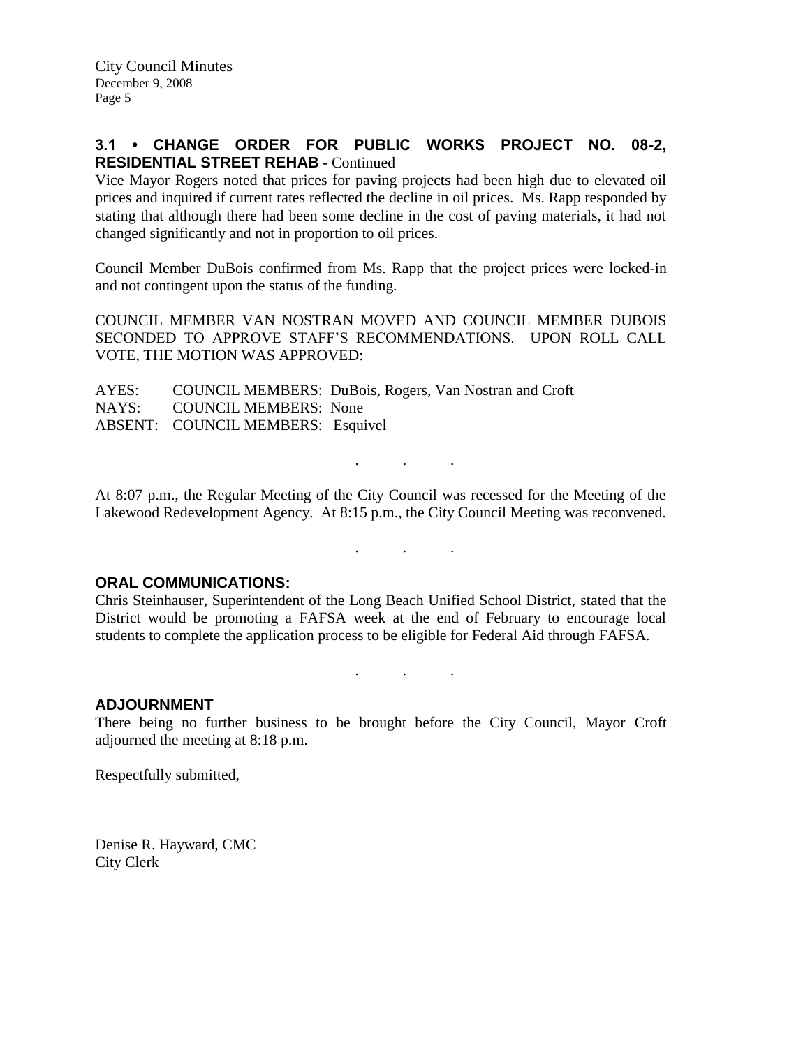### 3.1 • CHANGE ORDER FOR PUBLIC WORKS PROJECT NO. 08-2, RESIDENTIAL STREET REHAB - Continued

Vice Mayor Rogers noted that prices for paving projects had been high due to elevated oil prices and inquired if current rates reflected the decline in oil prices. Ms. Rapp responded by stating that although there had been some decline in the cost of paving materials, it had not changed significantly and not in proportion to oil prices.

Council Member DuBois confirmed from Ms. Rapp that the project prices were locked-in and not contingent upon the status of the funding.

COUNCIL MEMBER VAN NOSTRAN MOVED AND COUNCIL MEMBER DUBOIS SECONDED TO APPROVE STAFF'S RECOMMENDATIONS. UPON ROLL CALL VOTE, THE MOTION WAS APPROVED:

AYES: COUNCIL MEMBERS: DuBois, Rogers, Van Nostran and Croft
NAYS: COUNCIL MEMBERS: None
ABSENT: COUNCIL MEMBERS: Esquivel

. . .

At 8:07 p.m., the Regular Meeting of the City Council was recessed for the Meeting of the Lakewood Redevelopment Agency. At 8:15 p.m., the City Council Meeting was reconvened.

. . .

### ORAL COMMUNICATIONS:

Chris Steinhauser, Superintendent of the Long Beach Unified School District, stated that the District would be promoting a FAFSA week at the end of February to encourage local students to complete the application process to be eligible for Federal Aid through FAFSA.

. . .

### ADJOURNMENT

There being no further business to be brought before the City Council, Mayor Croft adjourned the meeting at 8:18 p.m.

Respectfully submitted,

Denise R. Hayward, CMC
City Clerk